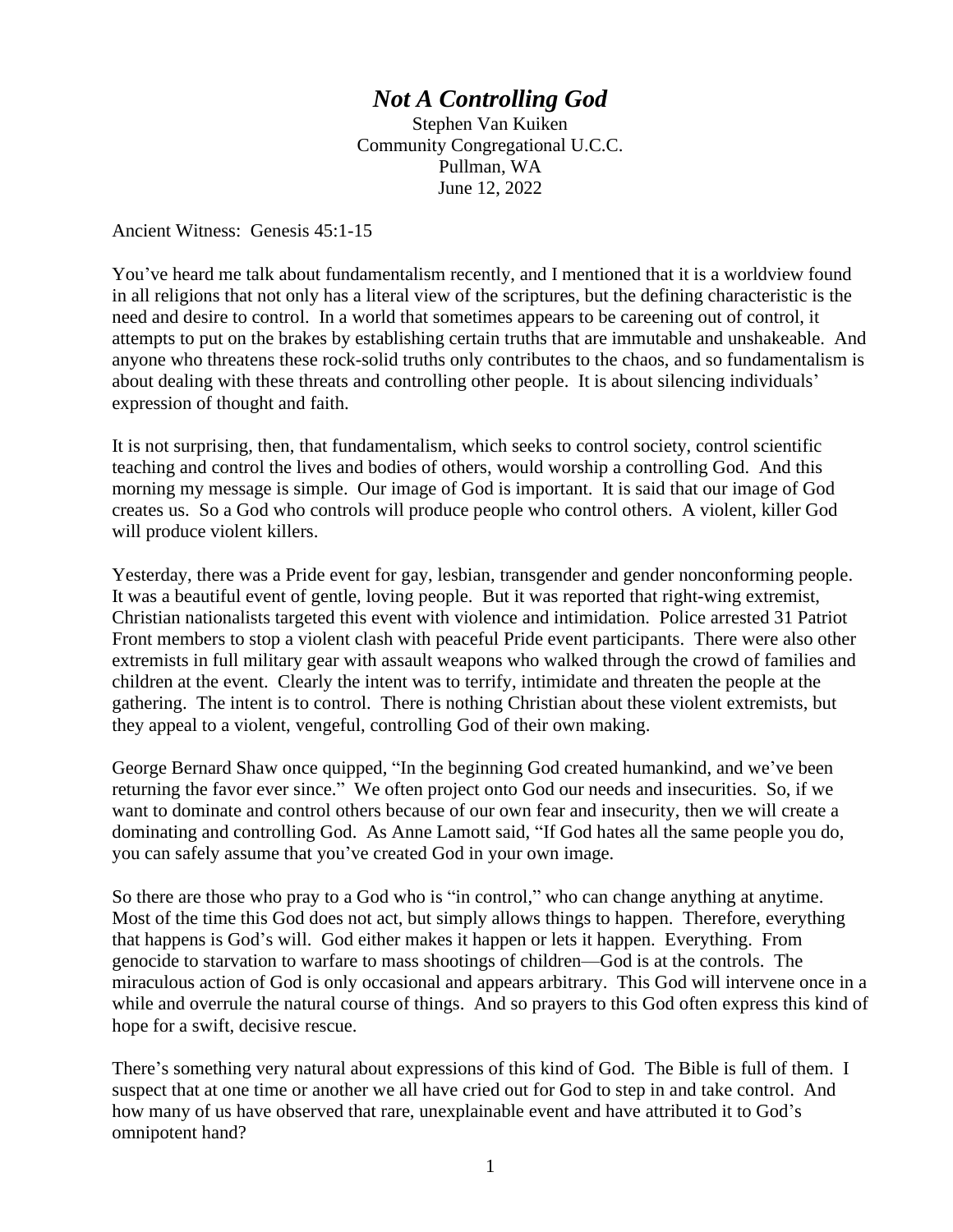# *Not A Controlling God*

Stephen Van Kuiken
Community Congregational U.C.C.
Pullman, WA
June 12, 2022

Ancient Witness: Genesis 45:1-15

You've heard me talk about fundamentalism recently, and I mentioned that it is a worldview found in all religions that not only has a literal view of the scriptures, but the defining characteristic is the need and desire to control. In a world that sometimes appears to be careening out of control, it attempts to put on the brakes by establishing certain truths that are immutable and unshakeable. And anyone who threatens these rock-solid truths only contributes to the chaos, and so fundamentalism is about dealing with these threats and controlling other people. It is about silencing individuals' expression of thought and faith.

It is not surprising, then, that fundamentalism, which seeks to control society, control scientific teaching and control the lives and bodies of others, would worship a controlling God. And this morning my message is simple. Our image of God is important. It is said that our image of God creates us. So a God who controls will produce people who control others. A violent, killer God will produce violent killers.

Yesterday, there was a Pride event for gay, lesbian, transgender and gender nonconforming people. It was a beautiful event of gentle, loving people. But it was reported that right-wing extremist, Christian nationalists targeted this event with violence and intimidation. Police arrested 31 Patriot Front members to stop a violent clash with peaceful Pride event participants. There were also other extremists in full military gear with assault weapons who walked through the crowd of families and children at the event. Clearly the intent was to terrify, intimidate and threaten the people at the gathering. The intent is to control. There is nothing Christian about these violent extremists, but they appeal to a violent, vengeful, controlling God of their own making.

George Bernard Shaw once quipped, "In the beginning God created humankind, and we've been returning the favor ever since." We often project onto God our needs and insecurities. So, if we want to dominate and control others because of our own fear and insecurity, then we will create a dominating and controlling God. As Anne Lamott said, "If God hates all the same people you do, you can safely assume that you've created God in your own image.

So there are those who pray to a God who is "in control," who can change anything at anytime. Most of the time this God does not act, but simply allows things to happen. Therefore, everything that happens is God's will. God either makes it happen or lets it happen. Everything. From genocide to starvation to warfare to mass shootings of children—God is at the controls. The miraculous action of God is only occasional and appears arbitrary. This God will intervene once in a while and overrule the natural course of things. And so prayers to this God often express this kind of hope for a swift, decisive rescue.

There's something very natural about expressions of this kind of God. The Bible is full of them. I suspect that at one time or another we all have cried out for God to step in and take control. And how many of us have observed that rare, unexplainable event and have attributed it to God's omnipotent hand?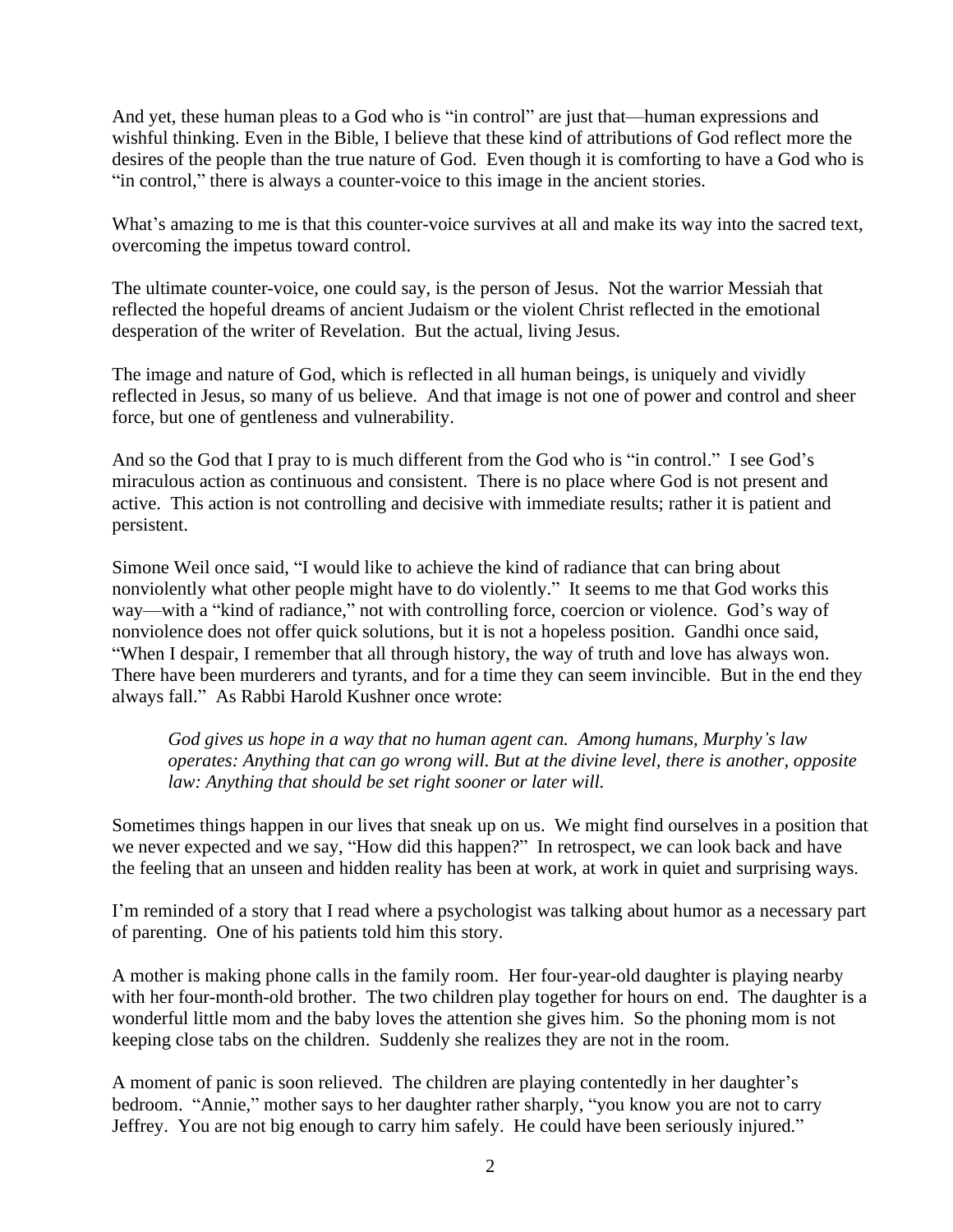And yet, these human pleas to a God who is "in control" are just that—human expressions and wishful thinking. Even in the Bible, I believe that these kind of attributions of God reflect more the desires of the people than the true nature of God. Even though it is comforting to have a God who is "in control," there is always a counter-voice to this image in the ancient stories.

What's amazing to me is that this counter-voice survives at all and make its way into the sacred text, overcoming the impetus toward control.

The ultimate counter-voice, one could say, is the person of Jesus. Not the warrior Messiah that reflected the hopeful dreams of ancient Judaism or the violent Christ reflected in the emotional desperation of the writer of Revelation. But the actual, living Jesus.

The image and nature of God, which is reflected in all human beings, is uniquely and vividly reflected in Jesus, so many of us believe. And that image is not one of power and control and sheer force, but one of gentleness and vulnerability.

And so the God that I pray to is much different from the God who is "in control." I see God's miraculous action as continuous and consistent. There is no place where God is not present and active. This action is not controlling and decisive with immediate results; rather it is patient and persistent.

Simone Weil once said, "I would like to achieve the kind of radiance that can bring about nonviolently what other people might have to do violently." It seems to me that God works this way—with a "kind of radiance," not with controlling force, coercion or violence. God's way of nonviolence does not offer quick solutions, but it is not a hopeless position. Gandhi once said, "When I despair, I remember that all through history, the way of truth and love has always won. There have been murderers and tyrants, and for a time they can seem invincible. But in the end they always fall." As Rabbi Harold Kushner once wrote:

> *God gives us hope in a way that no human agent can. Among humans, Murphy's law operates: Anything that can go wrong will. But at the divine level, there is another, opposite law: Anything that should be set right sooner or later will.*

Sometimes things happen in our lives that sneak up on us. We might find ourselves in a position that we never expected and we say, "How did this happen?" In retrospect, we can look back and have the feeling that an unseen and hidden reality has been at work, at work in quiet and surprising ways.

I'm reminded of a story that I read where a psychologist was talking about humor as a necessary part of parenting. One of his patients told him this story.

A mother is making phone calls in the family room. Her four-year-old daughter is playing nearby with her four-month-old brother. The two children play together for hours on end. The daughter is a wonderful little mom and the baby loves the attention she gives him. So the phoning mom is not keeping close tabs on the children. Suddenly she realizes they are not in the room.

A moment of panic is soon relieved. The children are playing contentedly in her daughter's bedroom. "Annie," mother says to her daughter rather sharply, "you know you are not to carry Jeffrey. You are not big enough to carry him safely. He could have been seriously injured."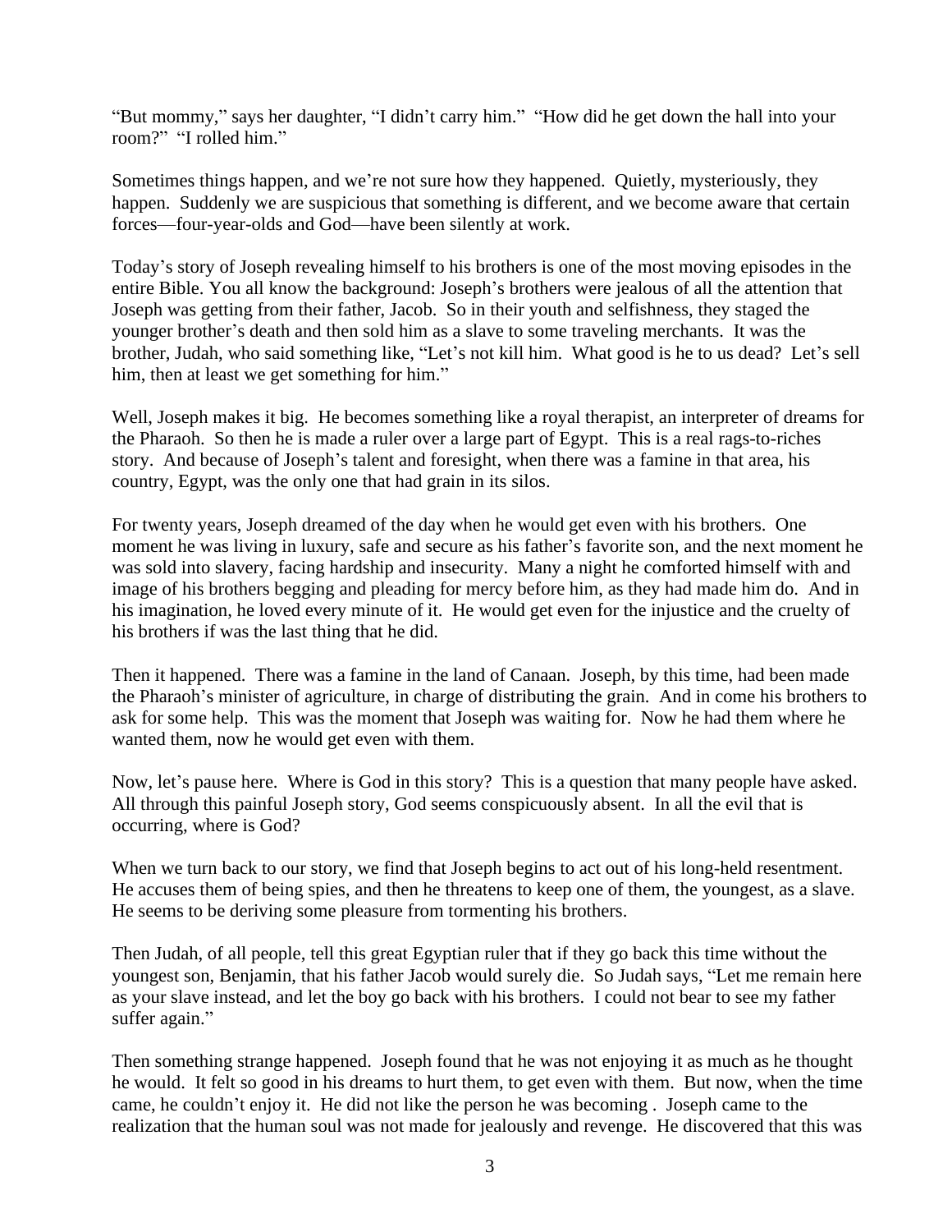"But mommy," says her daughter, "I didn't carry him." "How did he get down the hall into your room?" "I rolled him."

Sometimes things happen, and we're not sure how they happened. Quietly, mysteriously, they happen. Suddenly we are suspicious that something is different, and we become aware that certain forces—four-year-olds and God—have been silently at work.

Today's story of Joseph revealing himself to his brothers is one of the most moving episodes in the entire Bible. You all know the background: Joseph's brothers were jealous of all the attention that Joseph was getting from their father, Jacob. So in their youth and selfishness, they staged the younger brother's death and then sold him as a slave to some traveling merchants. It was the brother, Judah, who said something like, "Let's not kill him. What good is he to us dead? Let's sell him, then at least we get something for him."

Well, Joseph makes it big. He becomes something like a royal therapist, an interpreter of dreams for the Pharaoh. So then he is made a ruler over a large part of Egypt. This is a real rags-to-riches story. And because of Joseph's talent and foresight, when there was a famine in that area, his country, Egypt, was the only one that had grain in its silos.

For twenty years, Joseph dreamed of the day when he would get even with his brothers. One moment he was living in luxury, safe and secure as his father's favorite son, and the next moment he was sold into slavery, facing hardship and insecurity. Many a night he comforted himself with and image of his brothers begging and pleading for mercy before him, as they had made him do. And in his imagination, he loved every minute of it. He would get even for the injustice and the cruelty of his brothers if was the last thing that he did.

Then it happened. There was a famine in the land of Canaan. Joseph, by this time, had been made the Pharaoh's minister of agriculture, in charge of distributing the grain. And in come his brothers to ask for some help. This was the moment that Joseph was waiting for. Now he had them where he wanted them, now he would get even with them.

Now, let's pause here. Where is God in this story? This is a question that many people have asked. All through this painful Joseph story, God seems conspicuously absent. In all the evil that is occurring, where is God?

When we turn back to our story, we find that Joseph begins to act out of his long-held resentment. He accuses them of being spies, and then he threatens to keep one of them, the youngest, as a slave. He seems to be deriving some pleasure from tormenting his brothers.

Then Judah, of all people, tell this great Egyptian ruler that if they go back this time without the youngest son, Benjamin, that his father Jacob would surely die. So Judah says, "Let me remain here as your slave instead, and let the boy go back with his brothers. I could not bear to see my father suffer again."

Then something strange happened. Joseph found that he was not enjoying it as much as he thought he would. It felt so good in his dreams to hurt them, to get even with them. But now, when the time came, he couldn't enjoy it. He did not like the person he was becoming . Joseph came to the realization that the human soul was not made for jealously and revenge. He discovered that this was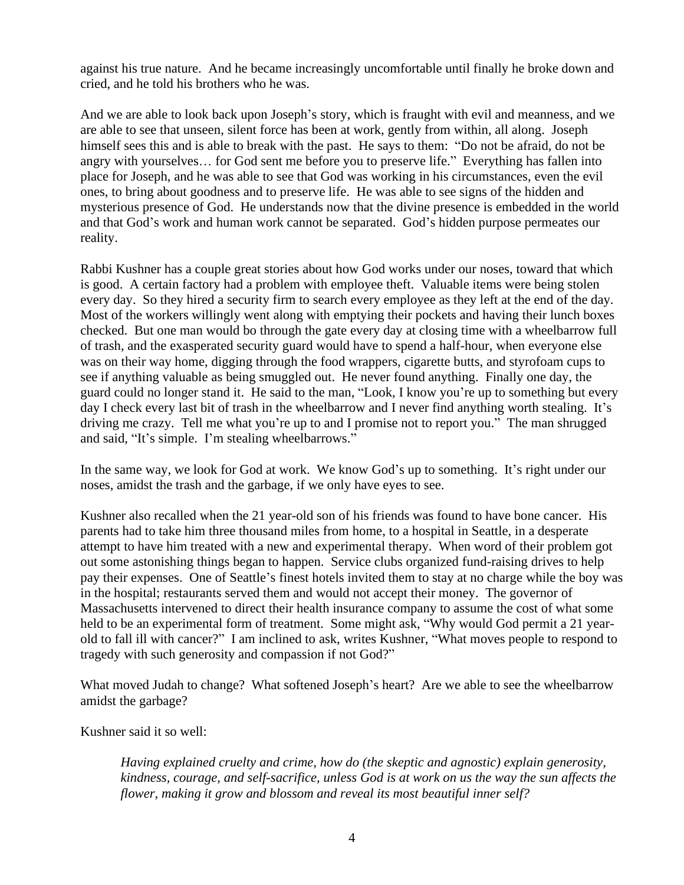against his true nature. And he became increasingly uncomfortable until finally he broke down and cried, and he told his brothers who he was.

And we are able to look back upon Joseph's story, which is fraught with evil and meanness, and we are able to see that unseen, silent force has been at work, gently from within, all along. Joseph himself sees this and is able to break with the past. He says to them: "Do not be afraid, do not be angry with yourselves… for God sent me before you to preserve life." Everything has fallen into place for Joseph, and he was able to see that God was working in his circumstances, even the evil ones, to bring about goodness and to preserve life. He was able to see signs of the hidden and mysterious presence of God. He understands now that the divine presence is embedded in the world and that God's work and human work cannot be separated. God's hidden purpose permeates our reality.

Rabbi Kushner has a couple great stories about how God works under our noses, toward that which is good. A certain factory had a problem with employee theft. Valuable items were being stolen every day. So they hired a security firm to search every employee as they left at the end of the day. Most of the workers willingly went along with emptying their pockets and having their lunch boxes checked. But one man would bo through the gate every day at closing time with a wheelbarrow full of trash, and the exasperated security guard would have to spend a half-hour, when everyone else was on their way home, digging through the food wrappers, cigarette butts, and styrofoam cups to see if anything valuable as being smuggled out. He never found anything. Finally one day, the guard could no longer stand it. He said to the man, "Look, I know you're up to something but every day I check every last bit of trash in the wheelbarrow and I never find anything worth stealing. It's driving me crazy. Tell me what you're up to and I promise not to report you." The man shrugged and said, "It's simple. I'm stealing wheelbarrows."

In the same way, we look for God at work. We know God's up to something. It's right under our noses, amidst the trash and the garbage, if we only have eyes to see.

Kushner also recalled when the 21 year-old son of his friends was found to have bone cancer. His parents had to take him three thousand miles from home, to a hospital in Seattle, in a desperate attempt to have him treated with a new and experimental therapy. When word of their problem got out some astonishing things began to happen. Service clubs organized fund-raising drives to help pay their expenses. One of Seattle's finest hotels invited them to stay at no charge while the boy was in the hospital; restaurants served them and would not accept their money. The governor of Massachusetts intervened to direct their health insurance company to assume the cost of what some held to be an experimental form of treatment. Some might ask, "Why would God permit a 21 year-old to fall ill with cancer?" I am inclined to ask, writes Kushner, "What moves people to respond to tragedy with such generosity and compassion if not God?"

What moved Judah to change? What softened Joseph's heart? Are we able to see the wheelbarrow amidst the garbage?

Kushner said it so well:

> *Having explained cruelty and crime, how do (the skeptic and agnostic) explain generosity, kindness, courage, and self-sacrifice, unless God is at work on us the way the sun affects the flower, making it grow and blossom and reveal its most beautiful inner self?*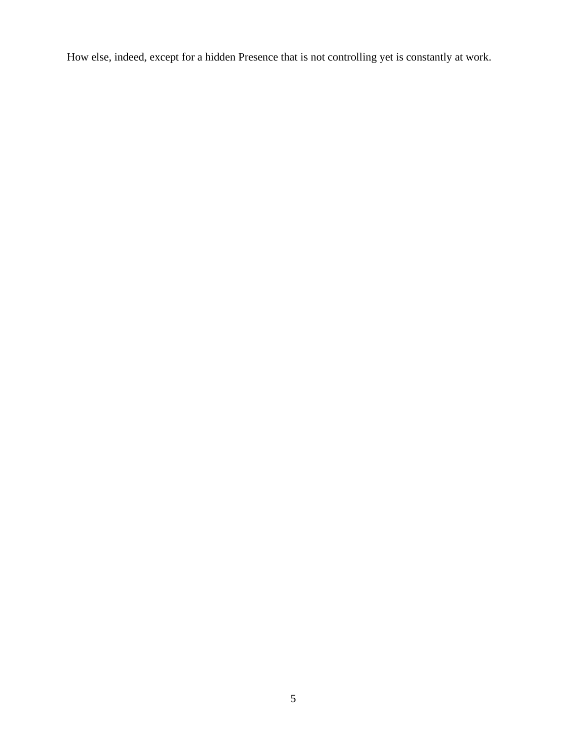How else, indeed, except for a hidden Presence that is not controlling yet is constantly at work.